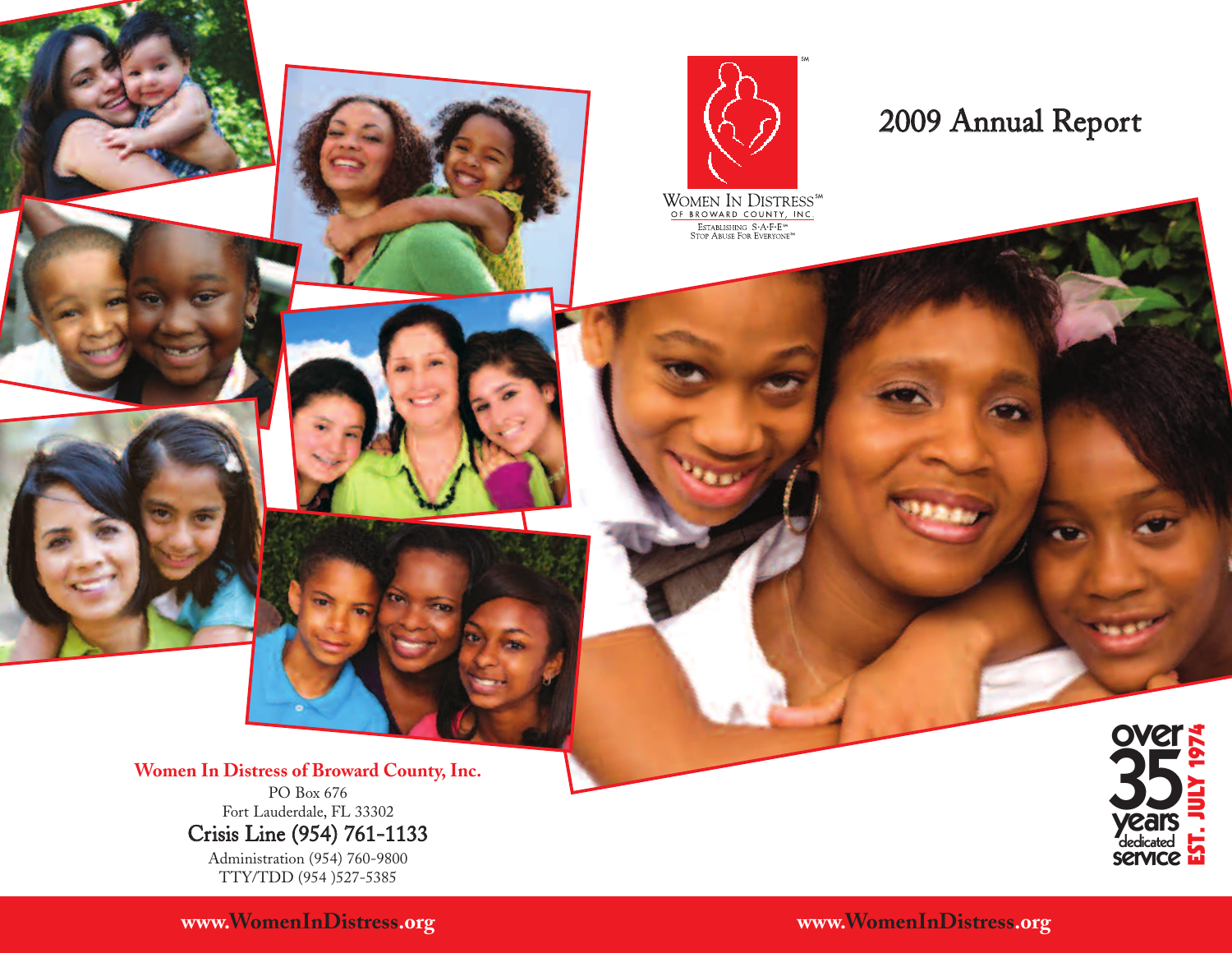Women In Distress[SM] of Broward County, Inc.

Establishing S·A·F·E[SM]
Stop Abuse For Everyone[TM]

# 2009 Annual Report

over 35 years dedicated service
EST. JULY 1974

**Women In Distress of Broward County, Inc.**

PO Box 676
Fort Lauderdale, FL 33302

Crisis Line (954) 761-1133

Administration (954) 760-9800
TTY/TDD (954 )527-5385

**www.WomenInDistress.org**

**www.WomenInDistress.org**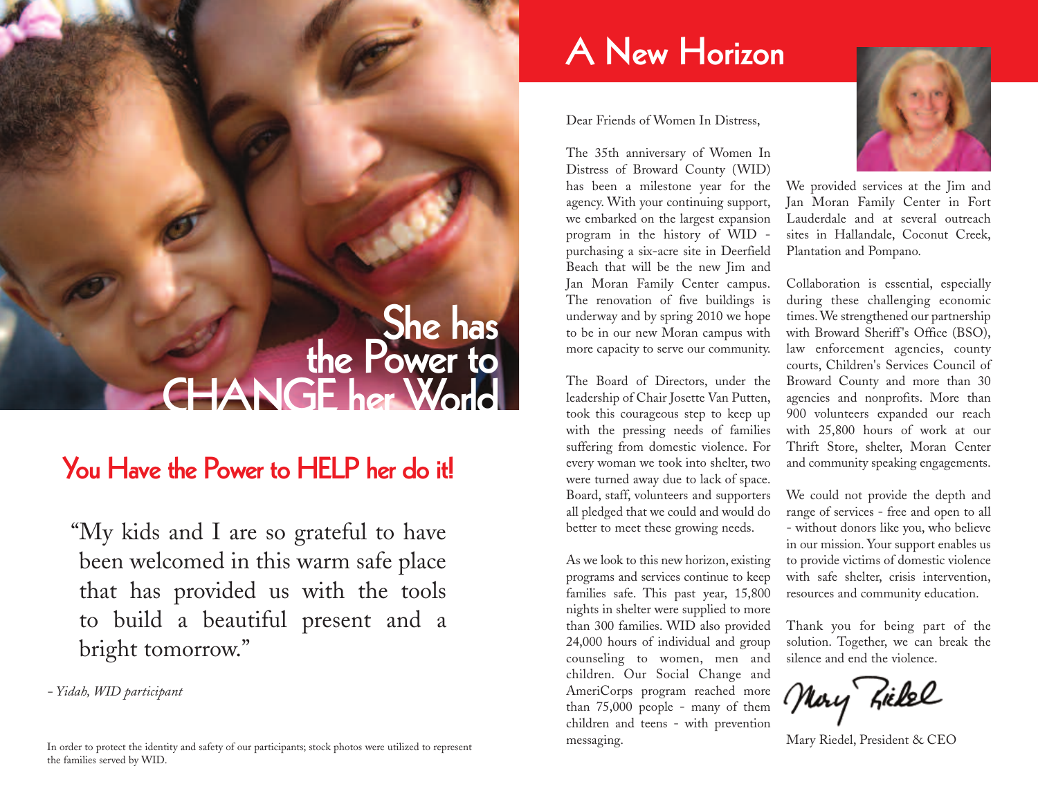She has the Power to CHANGE her World

## You Have the Power to HELP her do it!

"My kids and I are so grateful to have been welcomed in this warm safe place that has provided us with the tools to build a beautiful present and a bright tomorrow."

*- Yidah, WID participant*

In order to protect the identity and safety of our participants; stock photos were utilized to represent the families served by WID.

# A New Horizon

Dear Friends of Women In Distress,

The 35th anniversary of Women In Distress of Broward County (WID) has been a milestone year for the agency. With your continuing support, we embarked on the largest expansion program in the history of WID - purchasing a six-acre site in Deerfield Beach that will be the new Jim and Jan Moran Family Center campus. The renovation of five buildings is underway and by spring 2010 we hope to be in our new Moran campus with more capacity to serve our community.

The Board of Directors, under the leadership of Chair Josette Van Putten, took this courageous step to keep up with the pressing needs of families suffering from domestic violence. For every woman we took into shelter, two were turned away due to lack of space. Board, staff, volunteers and supporters all pledged that we could and would do better to meet these growing needs.

As we look to this new horizon, existing programs and services continue to keep families safe. This past year, 15,800 nights in shelter were supplied to more than 300 families. WID also provided 24,000 hours of individual and group counseling to women, men and children. Our Social Change and AmeriCorps program reached more than 75,000 people - many of them children and teens - with prevention messaging.

We provided services at the Jim and Jan Moran Family Center in Fort Lauderdale and at several outreach sites in Hallandale, Coconut Creek, Plantation and Pompano.

Collaboration is essential, especially during these challenging economic times. We strengthened our partnership with Broward Sheriff's Office (BSO), law enforcement agencies, county courts, Children's Services Council of Broward County and more than 30 agencies and nonprofits. More than 900 volunteers expanded our reach with 25,800 hours of work at our Thrift Store, shelter, Moran Center and community speaking engagements.

We could not provide the depth and range of services - free and open to all - without donors like you, who believe in our mission. Your support enables us to provide victims of domestic violence with safe shelter, crisis intervention, resources and community education.

Thank you for being part of the solution. Together, we can break the silence and end the violence.

Mary Riedel

Mary Riedel, President & CEO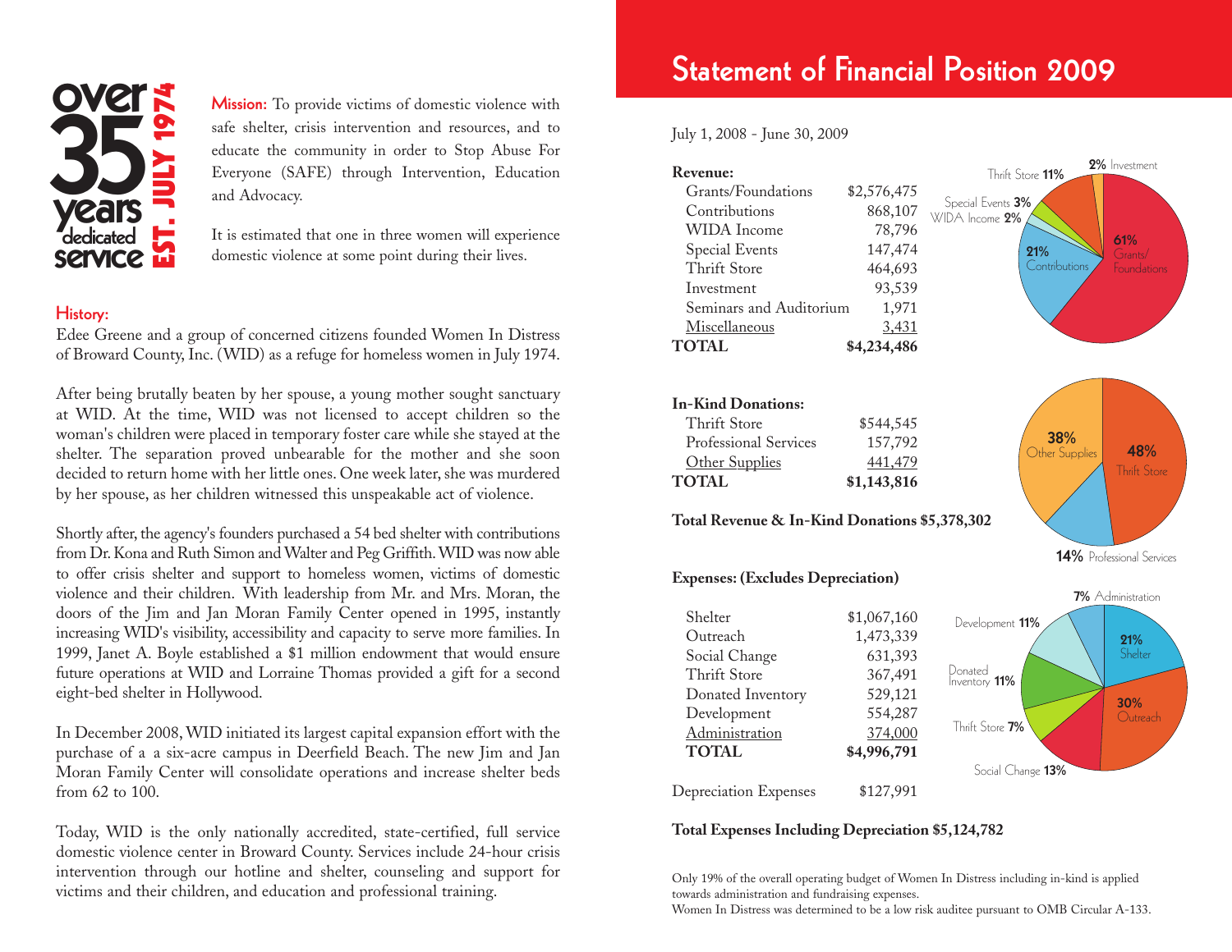over 35 years dedicated service EST. JULY 1974

**Mission:** To provide victims of domestic violence with safe shelter, crisis intervention and resources, and to educate the community in order to Stop Abuse For Everyone (SAFE) through Intervention, Education and Advocacy.

It is estimated that one in three women will experience domestic violence at some point during their lives.

## History:

Edee Greene and a group of concerned citizens founded Women In Distress of Broward County, Inc. (WID) as a refuge for homeless women in July 1974.

After being brutally beaten by her spouse, a young mother sought sanctuary at WID. At the time, WID was not licensed to accept children so the woman's children were placed in temporary foster care while she stayed at the shelter. The separation proved unbearable for the mother and she soon decided to return home with her little ones. One week later, she was murdered by her spouse, as her children witnessed this unspeakable act of violence.

Shortly after, the agency's founders purchased a 54 bed shelter with contributions from Dr. Kona and Ruth Simon and Walter and Peg Griffith. WID was now able to offer crisis shelter and support to homeless women, victims of domestic violence and their children. With leadership from Mr. and Mrs. Moran, the doors of the Jim and Jan Moran Family Center opened in 1995, instantly increasing WID's visibility, accessibility and capacity to serve more families. In 1999, Janet A. Boyle established a $1 million endowment that would ensure future operations at WID and Lorraine Thomas provided a gift for a second eight-bed shelter in Hollywood.

In December 2008, WID initiated its largest capital expansion effort with the purchase of a a six-acre campus in Deerfield Beach. The new Jim and Jan Moran Family Center will consolidate operations and increase shelter beds from 62 to 100.

Today, WID is the only nationally accredited, state-certified, full service domestic violence center in Broward County. Services include 24-hour crisis intervention through our hotline and shelter, counseling and support for victims and their children, and education and professional training.

# Statement of Financial Position 2009

July 1, 2008 - June 30, 2009

| **Revenue:** | |
|---|---|
| Grants/Foundations | $2,576,475 |
| Contributions | 868,107 |
| WIDA Income | 78,796 |
| Special Events | 147,474 |
| Thrift Store | 464,693 |
| Investment | 93,539 |
| Seminars and Auditorium | 1,971 |
| Miscellaneous | 3,431 |
| **TOTAL** | **$4,234,486** |

Thrift Store **11%**, **2%** Investment, Special Events **3%**, WIDA Income **2%**, **21%** Contributions, **61%** Grants/Foundations

| **In-Kind Donations:** | |
|---|---|
| Thrift Store | $544,545 |
| Professional Services | 157,792 |
| Other Supplies | 441,479 |
| **TOTAL** | **$1,143,816** |

**38%** Other Supplies, **48%** Thrift Store, **14%** Professional Services

**Total Revenue & In-Kind Donations $5,378,302**

| **Expenses: (Excludes Depreciation)** | |
|---|---|
| Shelter | $1,067,160 |
| Outreach | 1,473,339 |
| Social Change | 631,393 |
| Thrift Store | 367,491 |
| Donated Inventory | 529,121 |
| Development | 554,287 |
| Administration | 374,000 |
| **TOTAL** | **$4,996,791** |
| Depreciation Expenses | $127,991 |

**7%** Administration, Development **11%**, **21%** Shelter, Donated Inventory **11%**, **30%** Outreach, Thrift Store **7%**, Social Change **13%**

**Total Expenses Including Depreciation $5,124,782**

Only 19% of the overall operating budget of Women In Distress including in-kind is applied towards administration and fundraising expenses.
Women In Distress was determined to be a low risk auditee pursuant to OMB Circular A-133.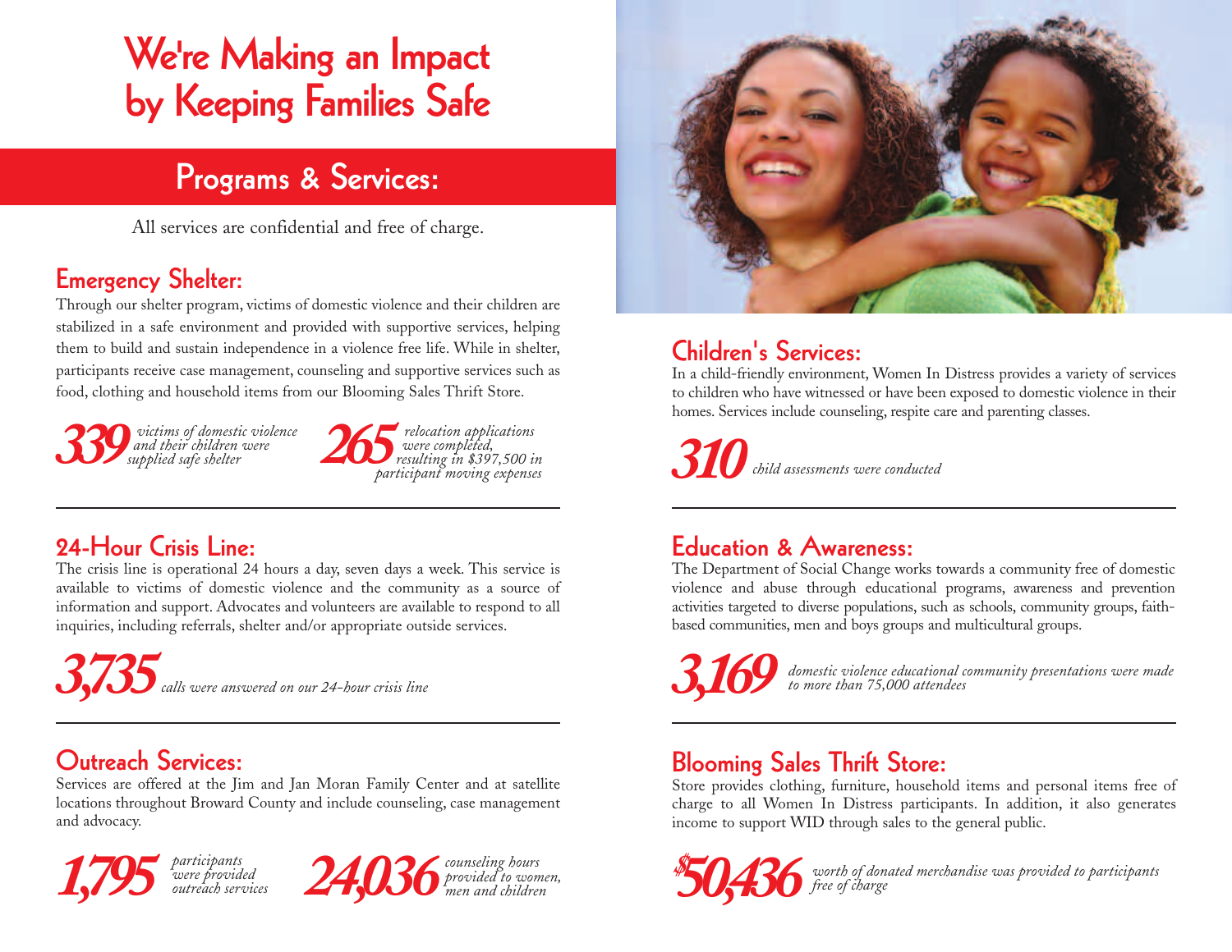# We're Making an Impact by Keeping Families Safe

## Programs & Services:

All services are confidential and free of charge.

### Emergency Shelter:

Through our shelter program, victims of domestic violence and their children are stabilized in a safe environment and provided with supportive services, helping them to build and sustain independence in a violence free life. While in shelter, participants receive case management, counseling and supportive services such as food, clothing and household items from our Blooming Sales Thrift Store.

**339** *victims of domestic violence and their children were supplied safe shelter*

**265** *relocation applications were completed, resulting in $397,500 in participant moving expenses*

### 24-Hour Crisis Line:

The crisis line is operational 24 hours a day, seven days a week. This service is available to victims of domestic violence and the community as a source of information and support. Advocates and volunteers are available to respond to all inquiries, including referrals, shelter and/or appropriate outside services.

**3,735** *calls were answered on our 24-hour crisis line*

### Outreach Services:

Services are offered at the Jim and Jan Moran Family Center and at satellite locations throughout Broward County and include counseling, case management and advocacy.

**1,795** *participants were provided outreach services*

**24,036** *counseling hours provided to women, men and children*

### Children's Services:

In a child-friendly environment, Women In Distress provides a variety of services to children who have witnessed or have been exposed to domestic violence in their homes. Services include counseling, respite care and parenting classes.

**310** *child assessments were conducted*

### Education & Awareness:

The Department of Social Change works towards a community free of domestic violence and abuse through educational programs, awareness and prevention activities targeted to diverse populations, such as schools, community groups, faith-based communities, men and boys groups and multicultural groups.

**3,169** *domestic violence educational community presentations were made to more than 75,000 attendees*

### Blooming Sales Thrift Store:

Store provides clothing, furniture, household items and personal items free of charge to all Women In Distress participants. In addition, it also generates income to support WID through sales to the general public.

**$50,436** *worth of donated merchandise was provided to participants free of charge*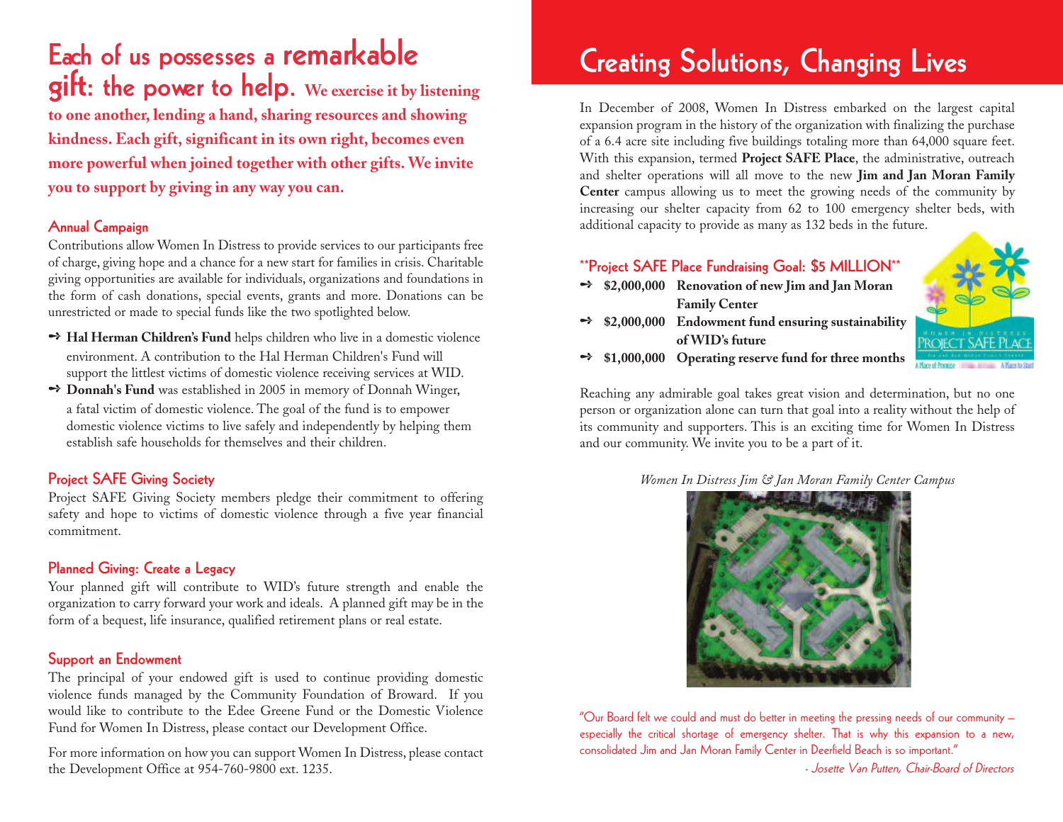# Each of us possesses a remarkable gift: the power to help.

**We exercise it by listening to one another, lending a hand, sharing resources and showing kindness. Each gift, significant in its own right, becomes even more powerful when joined together with other gifts. We invite you to support by giving in any way you can.**

## Annual Campaign

Contributions allow Women In Distress to provide services to our participants free of charge, giving hope and a chance for a new start for families in crisis. Charitable giving opportunities are available for individuals, organizations and foundations in the form of cash donations, special events, grants and more. Donations can be unrestricted or made to special funds like the two spotlighted below.

- **Hal Herman Children's Fund** helps children who live in a domestic violence environment. A contribution to the Hal Herman Children's Fund will support the littlest victims of domestic violence receiving services at WID.
- **Donnah's Fund** was established in 2005 in memory of Donnah Winger, a fatal victim of domestic violence. The goal of the fund is to empower domestic violence victims to live safely and independently by helping them establish safe households for themselves and their children.

## Project SAFE Giving Society

Project SAFE Giving Society members pledge their commitment to offering safety and hope to victims of domestic violence through a five year financial commitment.

## Planned Giving: Create a Legacy

Your planned gift will contribute to WID's future strength and enable the organization to carry forward your work and ideals. A planned gift may be in the form of a bequest, life insurance, qualified retirement plans or real estate.

## Support an Endowment

The principal of your endowed gift is used to continue providing domestic violence funds managed by the Community Foundation of Broward. If you would like to contribute to the Edee Greene Fund or the Domestic Violence Fund for Women In Distress, please contact our Development Office.

For more information on how you can support Women In Distress, please contact the Development Office at 954-760-9800 ext. 1235.

# Creating Solutions, Changing Lives

In December of 2008, Women In Distress embarked on the largest capital expansion program in the history of the organization with finalizing the purchase of a 6.4 acre site including five buildings totaling more than 64,000 square feet. With this expansion, termed **Project SAFE Place**, the administrative, outreach and shelter operations will all move to the new **Jim and Jan Moran Family Center** campus allowing us to meet the growing needs of the community by increasing our shelter capacity from 62 to 100 emergency shelter beds, with additional capacity to provide as many as 132 beds in the future.

## \*\*Project SAFE Place Fundraising Goal: $5 MILLION\*\*

- **$2,000,000 Renovation of new Jim and Jan Moran Family Center**
- **$2,000,000 Endowment fund ensuring sustainability of WID's future**
- **$1,000,000 Operating reserve fund for three months**

Reaching any admirable goal takes great vision and determination, but no one person or organization alone can turn that goal into a reality without the help of its community and supporters. This is an exciting time for Women In Distress and our community. We invite you to be a part of it.

*Women In Distress Jim & Jan Moran Family Center Campus*

"Our Board felt we could and must do better in meeting the pressing needs of our community – especially the critical shortage of emergency shelter. That is why this expansion to a new, consolidated Jim and Jan Moran Family Center in Deerfield Beach is so important."

*- Josette Van Putten, Chair-Board of Directors*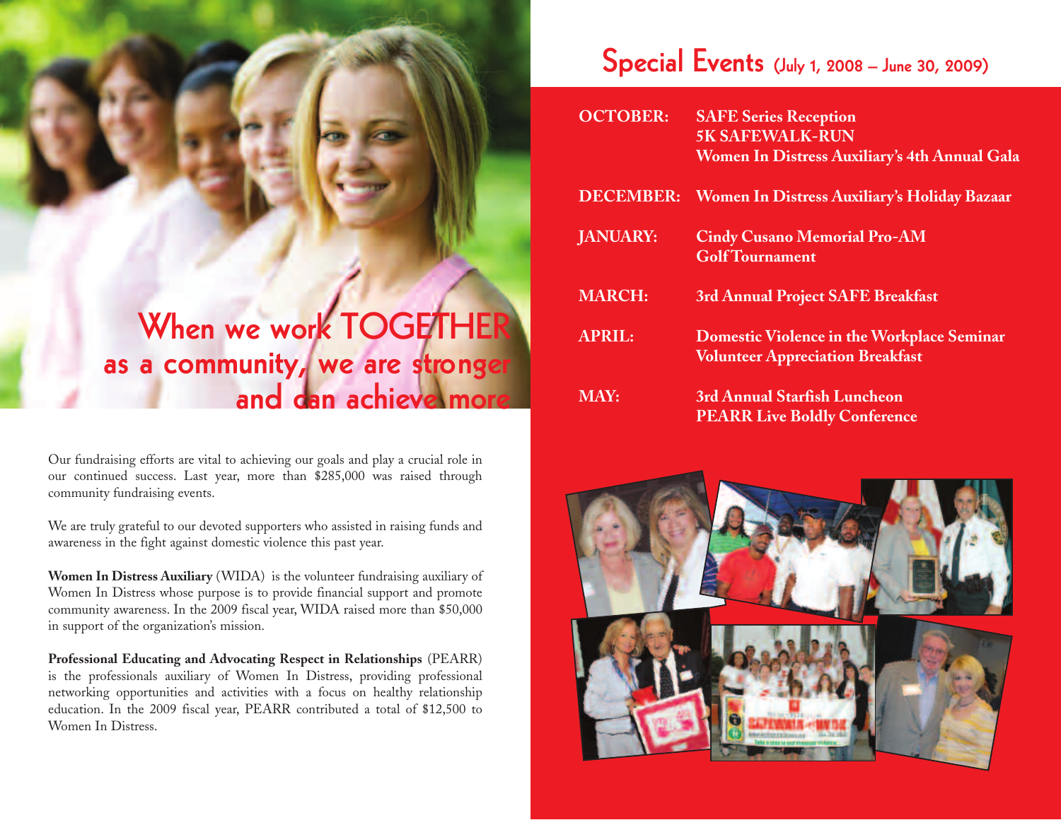## When we work TOGETHER as a community, we are stronger and can achieve more

Our fundraising efforts are vital to achieving our goals and play a crucial role in our continued success. Last year, more than $285,000 was raised through community fundraising events.

We are truly grateful to our devoted supporters who assisted in raising funds and awareness in the fight against domestic violence this past year.

**Women In Distress Auxiliary** (WIDA) is the volunteer fundraising auxiliary of Women In Distress whose purpose is to provide financial support and promote community awareness. In the 2009 fiscal year, WIDA raised more than $50,000 in support of the organization's mission.

**Professional Educating and Advocating Respect in Relationships** (PEARR) is the professionals auxiliary of Women In Distress, providing professional networking opportunities and activities with a focus on healthy relationship education. In the 2009 fiscal year, PEARR contributed a total of $12,500 to Women In Distress.

# Special Events (July 1, 2008 – June 30, 2009)

**OCTOBER:**
- **SAFE Series Reception**
- **5K SAFEWALK-RUN**
- **Women In Distress Auxiliary's 4th Annual Gala**

**DECEMBER:**
- **Women In Distress Auxiliary's Holiday Bazaar**

**JANUARY:**
- **Cindy Cusano Memorial Pro-AM Golf Tournament**

**MARCH:**
- **3rd Annual Project SAFE Breakfast**

**APRIL:**
- **Domestic Violence in the Workplace Seminar**
- **Volunteer Appreciation Breakfast**

**MAY:**
- **3rd Annual Starfish Luncheon**
- **PEARR Live Boldly Conference**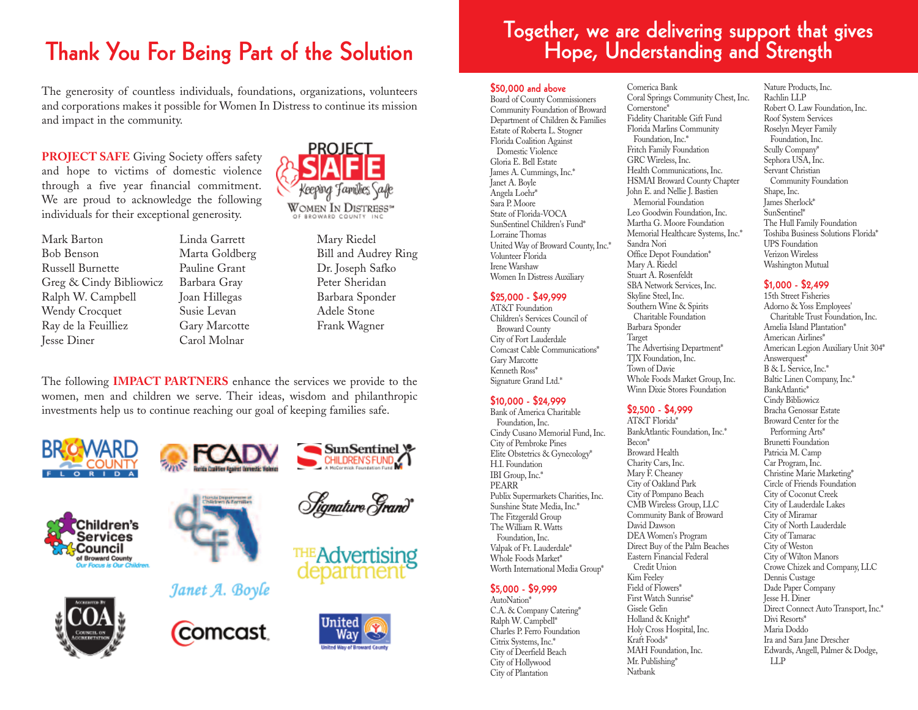# Thank You For Being Part of the Solution

The generosity of countless individuals, foundations, organizations, volunteers and corporations makes it possible for Women In Distress to continue its mission and impact in the community.

**PROJECT SAFE** Giving Society offers safety and hope to victims of domestic violence through a five year financial commitment. We are proud to acknowledge the following individuals for their exceptional generosity.

PROJECT SAFE Keeping Families Safe
WOMEN IN DISTRESS OF BROWARD COUNTY INC

Mark Barton
Bob Benson
Russell Burnette
Greg & Cindy Bibliowicz
Ralph W. Campbell
Wendy Crocquet
Ray de la Feuilliez
Jesse Diner
Linda Garrett
Marta Goldberg
Pauline Grant
Barbara Gray
Joan Hillegas
Susie Levan
Gary Marcotte
Carol Molnar
Mary Riedel
Bill and Audrey Ring
Dr. Joseph Safko
Peter Sheridan
Barbara Sponder
Adele Stone
Frank Wagner

The following **IMPACT PARTNERS** enhance the services we provide to the women, men and children we serve. Their ideas, wisdom and philanthropic investments help us to continue reaching our goal of keeping families safe.

Broward County Florida
FCADV Florida Coalition Against Domestic Violence
SunSentinel Children's Fund A McCormick Foundation Fund
Children's Services Council of Broward County Our Focus is Our Children.
Florida Department of Children & Families
Signature Grand
Janet A. Boyle
The Advertising department
COA Council on Accreditation
Comcast
United Way of Broward County

# Together, we are delivering support that gives Hope, Understanding and Strength

## $50,000 and above

Board of County Commissioners
Community Foundation of Broward
Department of Children & Families
Estate of Roberta L. Stogner
Florida Coalition Against Domestic Violence
Gloria E. Bell Estate
James A. Cummings, Inc.*
Janet A. Boyle
Angela Loehr*
Sara P. Moore
State of Florida-VOCA
SunSentinel Children's Fund*
Lorraine Thomas
United Way of Broward County, Inc.*
Volunteer Florida
Irene Warshaw
Women In Distress Auxiliary

## $25,000 - $49,999

AT&T Foundation
Children's Services Council of Broward County
City of Fort Lauderdale
Comcast Cable Communications*
Gary Marcotte
Kenneth Ross*
Signature Grand Ltd.*

## $10,000 - $24,999

Bank of America Charitable Foundation, Inc.
Cindy Cusano Memorial Fund, Inc.
City of Pembroke Pines
Elite Obstetrics & Gynecology*
H.I. Foundation
IBI Group, Inc.*
PEARR
Publix Supermarkets Charities, Inc.
Sunshine State Media, Inc.*
The Fitzgerald Group
The William R. Watts Foundation, Inc.
Valpak of Ft. Lauderdale*
Whole Foods Market*
Worth International Media Group*

## $5,000 - $9,999

AutoNation*
C.A. & Company Catering*
Ralph W. Campbell*
Charles P. Ferro Foundation
Citrix Systems, Inc.*
City of Deerfield Beach
City of Hollywood
City of Plantation
Comerica Bank
Coral Springs Community Chest, Inc.
Cornerstone*
Fidelity Charitable Gift Fund
Florida Marlins Community Foundation, Inc.*
Fritch Family Foundation
GRC Wireless, Inc.
Health Communications, Inc.
HSMAI Broward County Chapter
John E. and Nellie J. Bastien Memorial Foundation
Leo Goodwin Foundation, Inc.
Martha G. Moore Foundation
Memorial Healthcare Systems, Inc.*
Sandra Nori
Office Depot Foundation*
Mary A. Riedel
Stuart A. Rosenfeldt
SBA Network Services, Inc.
Skyline Steel, Inc.
Southern Wine & Spirits Charitable Foundation
Barbara Sponder
Target
The Advertising Department*
TJX Foundation, Inc.
Town of Davie
Whole Foods Market Group, Inc.
Winn Dixie Stores Foundation

## $2,500 - $4,999

AT&T Florida*
BankAtlantic Foundation, Inc.*
Becon*
Broward Health
Charity Cars, Inc.
Mary F. Cheaney
City of Oakland Park
City of Pompano Beach
CMB Wireless Group, LLC
Community Bank of Broward
David Dawson
DEA Women's Program
Direct Buy of the Palm Beaches
Eastern Financial Federal Credit Union
Kim Feeley
Field of Flowers*
First Watch Sunrise*
Gisele Gelin
Holland & Knight*
Holy Cross Hospital, Inc.
Kraft Foods*
MAH Foundation, Inc.
Mr. Publishing*
Natbank
Nature Products, Inc.
Rachlin LLP
Robert O. Law Foundation, Inc.
Roof System Services
Roselyn Meyer Family Foundation, Inc.
Scully Company*
Sephora USA, Inc.
Servant Christian Community Foundation
Shape, Inc.
James Sherlock*
SunSentinel*
The Hull Family Foundation
Toshiba Business Solutions Florida*
UPS Foundation
Verizon Wireless
Washington Mutual

## $1,000 - $2,499

15th Street Fisheries
Adorno & Yoss Employees' Charitable Trust Foundation, Inc.
Amelia Island Plantation*
American Airlines*
American Legion Auxiliary Unit 304*
Answerquest*
B & L Service, Inc.*
Baltic Linen Company, Inc.*
BankAtlantic*
Cindy Bibliowicz
Bracha Genossar Estate
Broward Center for the Performing Arts*
Brunetti Foundation
Patricia M. Camp
Car Program, Inc.
Christine Marie Marketing*
Circle of Friends Foundation
City of Coconut Creek
City of Lauderdale Lakes
City of Miramar
City of North Lauderdale
City of Tamarac
City of Weston
City of Wilton Manors
Crowe Chizek and Company, LLC
Dennis Custage
Dade Paper Company
Jesse H. Diner
Direct Connect Auto Transport, Inc.*
Divi Resorts*
Maria Doddo
Ira and Sara Jane Drescher
Edwards, Angell, Palmer & Dodge, LLP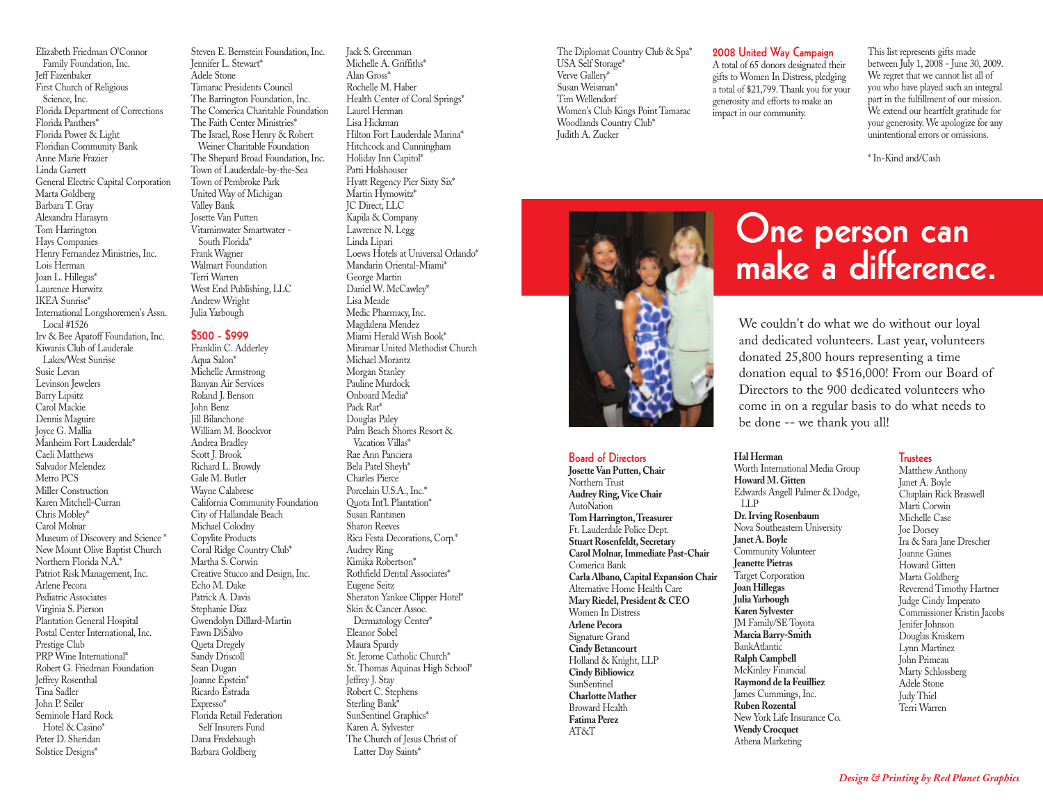Elizabeth Friedman O'Connor Family Foundation, Inc.
Jeff Fazenbaker
First Church of Religious Science, Inc.
Florida Department of Corrections
Florida Panthers*
Florida Power & Light
Floridian Community Bank
Anne Marie Frazier
Linda Garrett
General Electric Capital Corporation
Marta Goldberg
Barbara T. Gray
Alexandra Harasym
Tom Harrington
Hays Companies
Henry Fernandez Ministries, Inc.
Lois Herman
Joan L. Hillegas*
Laurence Hurwitz
IKEA Sunrise*
International Longshoremen's Assn. Local #1526
Irv & Bee Apatoff Foundation, Inc.
Kiwanis Club of Lauderale Lakes/West Sunrise
Susie Levan
Levinson Jewelers
Barry Lipsitz
Carol Mackie
Dennis Maguire
Joyce G. Mallia
Manheim Fort Lauderdale*
Caeli Matthews
Salvador Melendez
Metro PCS
Miller Construction
Karen Mitchell-Curran
Chris Mobley*
Carol Molnar
Museum of Discovery and Science *
New Mount Olive Baptist Church
Northern Florida N.A.*
Patriot Risk Management, Inc.
Arlene Pecora
Pediatric Associates
Virginia S. Pierson
Plantation General Hospital
Postal Center International, Inc.
Prestige Club
PRP Wine International*
Robert G. Friedman Foundation
Jeffrey Rosenthal
Tina Sadler
John P. Seiler
Seminole Hard Rock Hotel & Casino*
Peter D. Sheridan
Solstice Designs*
Steven E. Bernstein Foundation, Inc.
Jennifer L. Stewart*
Adele Stone
Tamarac Presidents Council
The Barrington Foundation, Inc.
The Comerica Charitable Foundation
The Faith Center Ministries*
The Israel, Rose Henry & Robert Weiner Charitable Foundation
The Shepard Broad Foundation, Inc.
Town of Lauderdale-by-the-Sea
Town of Pembroke Park
United Way of Michigan
Valley Bank
Josette Van Putten
Vitaminwater Smartwater - South Florida*
Frank Wagner
Walmart Foundation
Terri Warren
West End Publishing, LLC
Andrew Wright
Julia Yarbough

## $500 - $999

Franklin C. Adderley
Aqua Salon*
Michelle Armstrong
Banyan Air Services
Roland J. Benson
John Benz
Jill Bilanchone
William M. Boockvor
Andrea Bradley
Scott J. Brook
Richard L. Browdy
Gale M. Butler
Wayne Calabrese
California Community Foundation
City of Hallandale Beach
Michael Colodny
Copylite Products
Coral Ridge Country Club*
Martha S. Corwin
Creative Stucco and Design, Inc.
Echo M. Dake
Patrick A. Davis
Stephanie Diaz
Gwendolyn Dillard-Martin
Fawn DiSalvo
Queta Dregely
Sandy Driscoll
Sean Dugan
Joanne Epstein*
Ricardo Estrada
Expresso*
Florida Retail Federation Self Insurers Fund
Dana Fredebaugh
Barbara Goldberg
Jack S. Greenman
Michelle A. Griffiths*
Alan Gross*
Rochelle M. Haber
Health Center of Coral Springs*
Laurel Herman
Lisa Hickman
Hilton Fort Lauderdale Marina*
Hitchcock and Cunningham
Holiday Inn Capitol*
Patti Holshouser
Hyatt Regency Pier Sixty Six*
Martin Hymowitz*
JC Direct, LLC
Kapila & Company
Lawrence N. Legg
Linda Lipari
Loews Hotels at Universal Orlando*
Mandarin Oriental-Miami*
George Martin
Daniel W. McCawley*
Lisa Meade
Medic Pharmacy, Inc.
Magdalena Mendez
Miami Herald Wish Book*
Miramar United Methodist Church
Michael Morantz
Morgan Stanley
Pauline Murdock
Onboard Media*
Pack Rat*
Douglas Paley
Palm Beach Shores Resort & Vacation Villas*
Rae Ann Panciera
Bela Patel Sheyh*
Charles Pierce
Porcelain U.S.A., Inc.*
Quota Int'l. Plantation*
Susan Rantanen
Sharon Reeves
Rica Festa Decorations, Corp.*
Audrey Ring
Kimika Robertson*
Rothfield Dental Associates*
Eugene Seitz
Sheraton Yankee Clipper Hotel*
Skin & Cancer Assoc. Dermatology Center*
Eleanor Sobel
Maura Spardy
St. Jerome Catholic Church*
St. Thomas Aquinas High School*
Jeffrey J. Stay
Robert C. Stephens
Sterling Bank*
SunSentinel Graphics*
Karen A. Sylvester
The Church of Jesus Christ of Latter Day Saints*
The Diplomat Country Club & Spa*
USA Self Storage*
Verve Gallery*
Susan Weisman*
Tim Wellendorf
Women's Club Kings Point Tamarac
Woodlands Country Club*
Judith A. Zucker

## 2008 United Way Campaign

A total of 65 donors designated their gifts to Women In Distress, pledging a total of $21,799. Thank you for your generosity and efforts to make an impact in our community.

This list represents gifts made between July 1, 2008 - June 30, 2009. We regret that we cannot list all of you who have played such an integral part in the fulfillment of our mission. We extend our heartfelt gratitude for your generosity. We apologize for any unintentional errors or omissions.

\* In-Kind and/Cash

# One person can make a difference.

We couldn't do what we do without our loyal and dedicated volunteers. Last year, volunteers donated 25,800 hours representing a time donation equal to $516,000! From our Board of Directors to the 900 dedicated volunteers who come in on a regular basis to do what needs to be done -- we thank you all!

## Board of Directors

**Josette Van Putten, Chair**
Northern Trust
**Audrey Ring, Vice Chair**
AutoNation
**Tom Harrington, Treasurer**
Ft. Lauderdale Police Dept.
**Stuart Rosenfeldt, Secretary**
**Carol Molnar, Immediate Past-Chair**
Comerica Bank
**Carla Albano, Capital Expansion Chair**
Alternative Home Health Care
**Mary Riedel, President & CEO**
Women In Distress
**Arlene Pecora**
Signature Grand
**Cindy Betancourt**
Holland & Knight, LLP
**Cindy Bibliowicz**
SunSentinel
**Charlotte Mather**
Broward Health
**Fatima Perez**
AT&T
**Hal Herman**
Worth International Media Group
**Howard M. Gitten**
Edwards Angell Palmer & Dodge, LLP
**Dr. Irving Rosenbaum**
Nova Southeastern University
**Janet A. Boyle**
Community Volunteer
**Jeanette Pietras**
Target Corporation
**Joan Hillegas**
**Julia Yarbough**
**Karen Sylvester**
JM Family/SE Toyota
**Marcia Barry-Smith**
BankAtlantic
**Ralph Campbell**
McKinley Financial
**Raymond de la Feuilliez**
James Cummings, Inc.
**Ruben Rozental**
New York Life Insurance Co.
**Wendy Crocquet**
Athena Marketing

## Trustees

Matthew Anthony
Janet A. Boyle
Chaplain Rick Braswell
Marti Corwin
Michelle Case
Joe Dorsey
Ira & Sara Jane Drescher
Joanne Gaines
Howard Gitten
Marta Goldberg
Reverend Timothy Hartner
Judge Cindy Imperato
Commissioner Kristin Jacobs
Jenifer Johnson
Douglas Kniskern
Lynn Martinez
John Primeau
Marty Schlossberg
Adele Stone
Judy Thiel
Terri Warren

*Design & Printing by Red Planet Graphics*